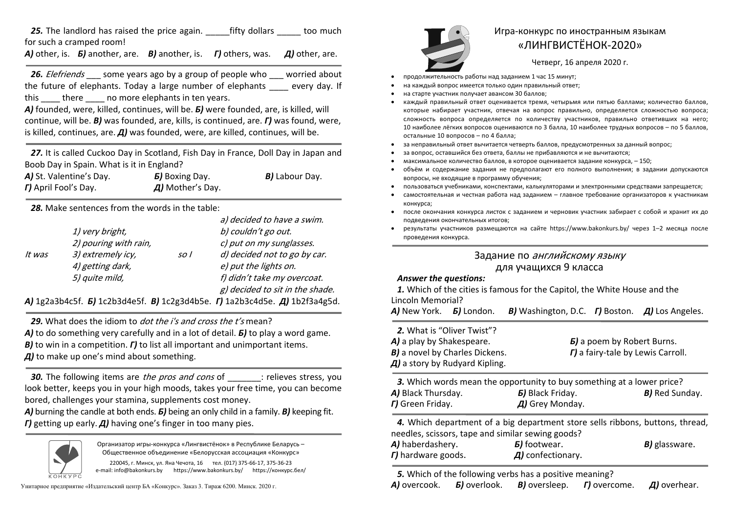**25.** The landlord has raised the price again. _____fifty dollars _____ too much for such a cramped room!
***А)*** other, is. ***Б)*** another, are. ***В)*** another, is. ***Г)*** others, was. ***Д)*** other, are.

**26.** *Elefriends* ___ some years ago by a group of people who ___ worried about the future of elephants. Today a large number of elephants ____ every day. If this ____ there ____ no more elephants in ten years.
***А)*** founded, were, killed, continues, will be. ***Б)*** were founded, are, is killed, will continue, will be. ***В)*** was founded, are, kills, is continued, are. ***Г)*** was found, were, is killed, continues, are. ***Д)*** was founded, were, are killed, continues, will be.

**27.** It is called Cuckoo Day in Scotland, Fish Day in France, Doll Day in Japan and Boob Day in Spain. What is it in England?
***А)*** St. Valentine's Day. ***Б)*** Boxing Day. ***В)*** Labour Day.
***Г)*** April Fool's Day. ***Д)*** Mother's Day.

**28.** Make sentences from the words in the table:

| | | | |
|---|---|---|---|
| It was | *1) very bright,* | so I | *a) decided to have a swim.* |
| | *2) pouring with rain,* | | *b) couldn't go out.* |
| | *3) extremely icy,* | | *c) put on my sunglasses.* |
| | *4) getting dark,* | | *d) decided not to go by car.* |
| | *5) quite mild,* | | *e) put the lights on.* |
| | | | *f) didn't take my overcoat.* |
| | | | *g) decided to sit in the shade.* |

***А)*** 1g2a3b4c5f. ***Б)*** 1c2b3d4e5f. ***В)*** 1c2g3d4b5e. ***Г)*** 1a2b3c4d5e. ***Д)*** 1b2f3a4g5d.

**29.** What does the idiom to *dot the i's and cross the t's* mean?
***А)*** to do something very carefully and in a lot of detail. ***Б)*** to play a word game.
***В)*** to win in a competition. ***Г)*** to list all important and unimportant items.
***Д)*** to make up one's mind about something.

**30.** The following items are *the pros and cons* of _______: relieves stress, you look better, keeps you in your high moods, takes your free time, you can become bored, challenges your stamina, supplements cost money.
***А)*** burning the candle at both ends. ***Б)*** being an only child in a family. ***В)*** keeping fit. ***Г)*** getting up early. ***Д)*** having one's finger in too many pies.

Организатор игры-конкурса «Лингвистёнок» в Республике Беларусь – Общественное объединение «Белорусская ассоциация «Конкурс»
220045, г. Минск, ул. Яна Чечота, 16 тел. (017) 375-66-17, 375-36-23
e-mail: info@bakonkurs.by https://www.bakonkurs.by/ https://конкурс.бел/

Унитарное предприятие «Издательский центр БА «Конкурс». Заказ 3. Тираж 6200. Минск. 2020 г.

# Игра-конкурс по иностранным языкам «ЛИНГВИСТЁНОК-2020»

Четверг, 16 апреля 2020 г.

- продолжительность работы над заданием 1 час 15 минут;
- на каждый вопрос имеется только один правильный ответ;
- на старте участник получает авансом 30 баллов;
- каждый правильный ответ оценивается тремя, четырьмя или пятью баллами; количество баллов, которые набирает участник, отвечая на вопрос правильно, определяется сложностью вопроса; сложность вопроса определяется по количеству участников, правильно ответивших на него; 10 наиболее лёгких вопросов оцениваются по 3 балла, 10 наиболее трудных вопросов – по 5 баллов, остальные 10 вопросов – по 4 балла;
- за неправильный ответ вычитается четверть баллов, предусмотренных за данный вопрос;
- за вопрос, оставшийся без ответа, баллы не прибавляются и не вычитаются;
- максимальное количество баллов, в которое оценивается задание конкурса, – 150;
- объём и содержание задания не предполагают его полного выполнения; в задании допускаются вопросы, не входящие в программу обучения;
- пользоваться учебниками, конспектами, калькуляторами и электронными средствами запрещается;
- самостоятельная и честная работа над заданием – главное требование организаторов к участникам конкурса;
- после окончания конкурса листок с заданием и черновик участник забирает с собой и хранит их до подведения окончательных итогов;
- результаты участников размещаются на сайте https://www.bakonkurs.by/ через 1–2 месяца после проведения конкурса.

## Задание по *английскому языку* для учащихся 9 класса

***Answer the questions:***

**1.** Which of the cities is famous for the Capitol, the White House and the Lincoln Memorial?
***А)*** New York. ***Б)*** London. ***В)*** Washington, D.C. ***Г)*** Boston. ***Д)*** Los Angeles.

**2.** What is "Oliver Twist"?
***А)*** a play by Shakespeare. ***Б)*** a poem by Robert Burns.
***В)*** a novel by Charles Dickens. ***Г)*** a fairy-tale by Lewis Carroll.
***Д)*** a story by Rudyard Kipling.

**3.** Which words mean the opportunity to buy something at a lower price?
***А)*** Black Thursday. ***Б)*** Black Friday. ***В)*** Red Sunday.
***Г)*** Green Friday. ***Д)*** Grey Monday.

**4.** Which department of a big department store sells ribbons, buttons, thread, needles, scissors, tape and similar sewing goods?
***А)*** haberdashery. ***Б)*** footwear. ***В)*** glassware.
***Г)*** hardware goods. ***Д)*** confectionary.

**5.** Which of the following verbs has a positive meaning?
***А)*** overcook. ***Б)*** overlook. ***В)*** oversleep. ***Г)*** overcome. ***Д)*** overhear.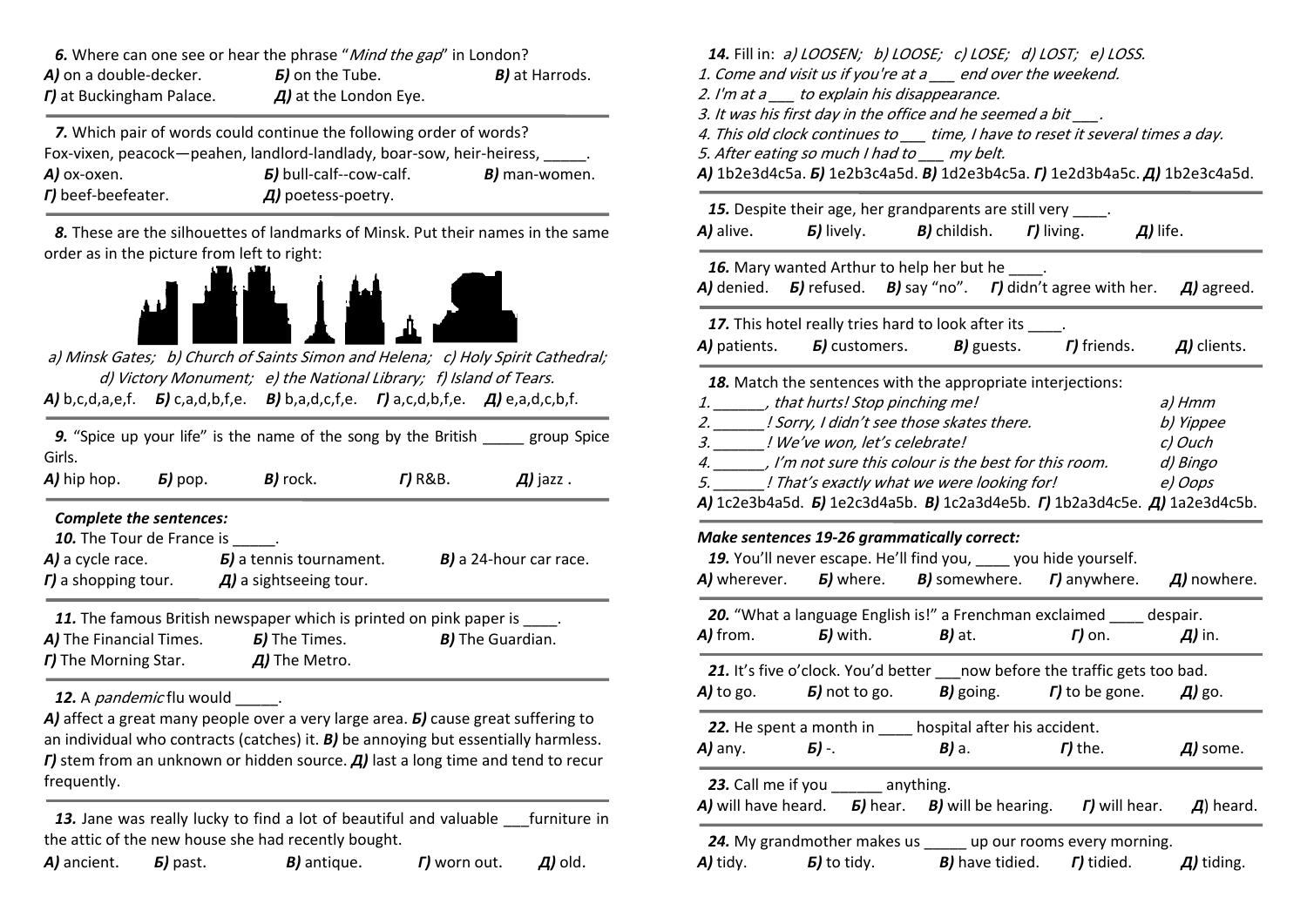**6.** Where can one see or hear the phrase "*Mind the gap*" in London?
**А)** on a double-decker. **Б)** on the Tube. **В)** at Harrods.
**Г)** at Buckingham Palace. **Д)** at the London Eye.

**7.** Which pair of words could continue the following order of words?
Fox-vixen, peacock—peahen, landlord-landlady, boar-sow, heir-heiress, _____.
**А)** ox-oxen. **Б)** bull-calf--cow-calf. **В)** man-women.
**Г)** beef-beefeater. **Д)** poetess-poetry.

**8.** These are the silhouettes of landmarks of Minsk. Put their names in the same order as in the picture from left to right:

*a) Minsk Gates; b) Church of Saints Simon and Helena; c) Holy Spirit Cathedral; d) Victory Monument; e) the National Library; f) Island of Tears.*
**А)** b,c,d,a,e,f. **Б)** c,a,d,b,f,e. **В)** b,a,d,c,f,e. **Г)** a,c,d,b,f,e. **Д)** e,a,d,c,b,f.

**9.** "Spice up your life" is the name of the song by the British _____ group Spice Girls.
**А)** hip hop. **Б)** pop. **В)** rock. **Г)** R&B. **Д)** jazz .

***Complete the sentences:***

**10.** The Tour de France is _____.
**А)** a cycle race. **Б)** a tennis tournament. **В)** a 24-hour car race.
**Г)** a shopping tour. **Д)** a sightseeing tour.

**11.** The famous British newspaper which is printed on pink paper is ____.
**А)** The Financial Times. **Б)** The Times. **В)** The Guardian.
**Г)** The Morning Star. **Д)** The Metro.

**12.** A *pandemic* flu would _____.
**А)** affect a great many people over a very large area. **Б)** cause great suffering to an individual who contracts (catches) it. **В)** be annoying but essentially harmless. **Г)** stem from an unknown or hidden source. **Д)** last a long time and tend to recur frequently.

**13.** Jane was really lucky to find a lot of beautiful and valuable ___furniture in the attic of the new house she had recently bought.
**А)** ancient. **Б)** past. **В)** antique. **Г)** worn out. **Д)** old.

**14.** Fill in: *a) LOOSEN; b) LOOSE; c) LOSE; d) LOST; e) LOSS.*
*1. Come and visit us if you're at a ___ end over the weekend.*
*2. I'm at a ___ to explain his disappearance.*
*3. It was his first day in the office and he seemed a bit ___.*
*4. This old clock continues to ___ time, I have to reset it several times a day.*
*5. After eating so much I had to ___ my belt.*
**А)** 1b2e3d4c5a. **Б)** 1e2b3c4a5d. **В)** 1d2e3b4c5a. **Г)** 1e2d3b4a5c. **Д)** 1b2e3c4a5d.

**15.** Despite their age, her grandparents are still very ____.
**А)** alive. **Б)** lively. **В)** childish. **Г)** living. **Д)** life.

**16.** Mary wanted Arthur to help her but he ____.
**А)** denied. **Б)** refused. **В)** say "no". **Г)** didn't agree with her. **Д)** agreed.

**17.** This hotel really tries hard to look after its ____.
**А)** patients. **Б)** customers. **В)** guests. **Г)** friends. **Д)** clients.

**18.** Match the sentences with the appropriate interjections:
*1. ______, that hurts! Stop pinching me!* — *a) Hmm*
*2. ______! Sorry, I didn't see those skates there.* — *b) Yippee*
*3. ______! We've won, let's celebrate!* — *c) Ouch*
*4. ______, I'm not sure this colour is the best for this room.* — *d) Bingo*
*5. ______! That's exactly what we were looking for!* — *e) Oops*
**А)** 1c2e3b4a5d. **Б)** 1e2c3d4a5b. **В)** 1c2a3d4e5b. **Г)** 1b2a3d4c5e. **Д)** 1a2e3d4c5b.

***Make sentences 19-26 grammatically correct:***

**19.** You'll never escape. He'll find you, ____ you hide yourself.
**А)** wherever. **Б)** where. **В)** somewhere. **Г)** anywhere. **Д)** nowhere.

**20.** "What a language English is!" a Frenchman exclaimed ____ despair.
**А)** from. **Б)** with. **В)** at. **Г)** on. **Д)** in.

**21.** It's five o'clock. You'd better ___now before the traffic gets too bad.
**А)** to go. **Б)** not to go. **В)** going. **Г)** to be gone. **Д)** go.

**22.** He spent a month in ____ hospital after his accident.
**А)** any. **Б)** -. **В)** a. **Г)** the. **Д)** some.

**23.** Call me if you ______ anything.
**А)** will have heard. **Б)** hear. **В)** will be hearing. **Г)** will hear. **Д**) heard.

**24.** My grandmother makes us _____ up our rooms every morning.
**А)** tidy. **Б)** to tidy. **В)** have tidied. **Г)** tidied. **Д)** tiding.